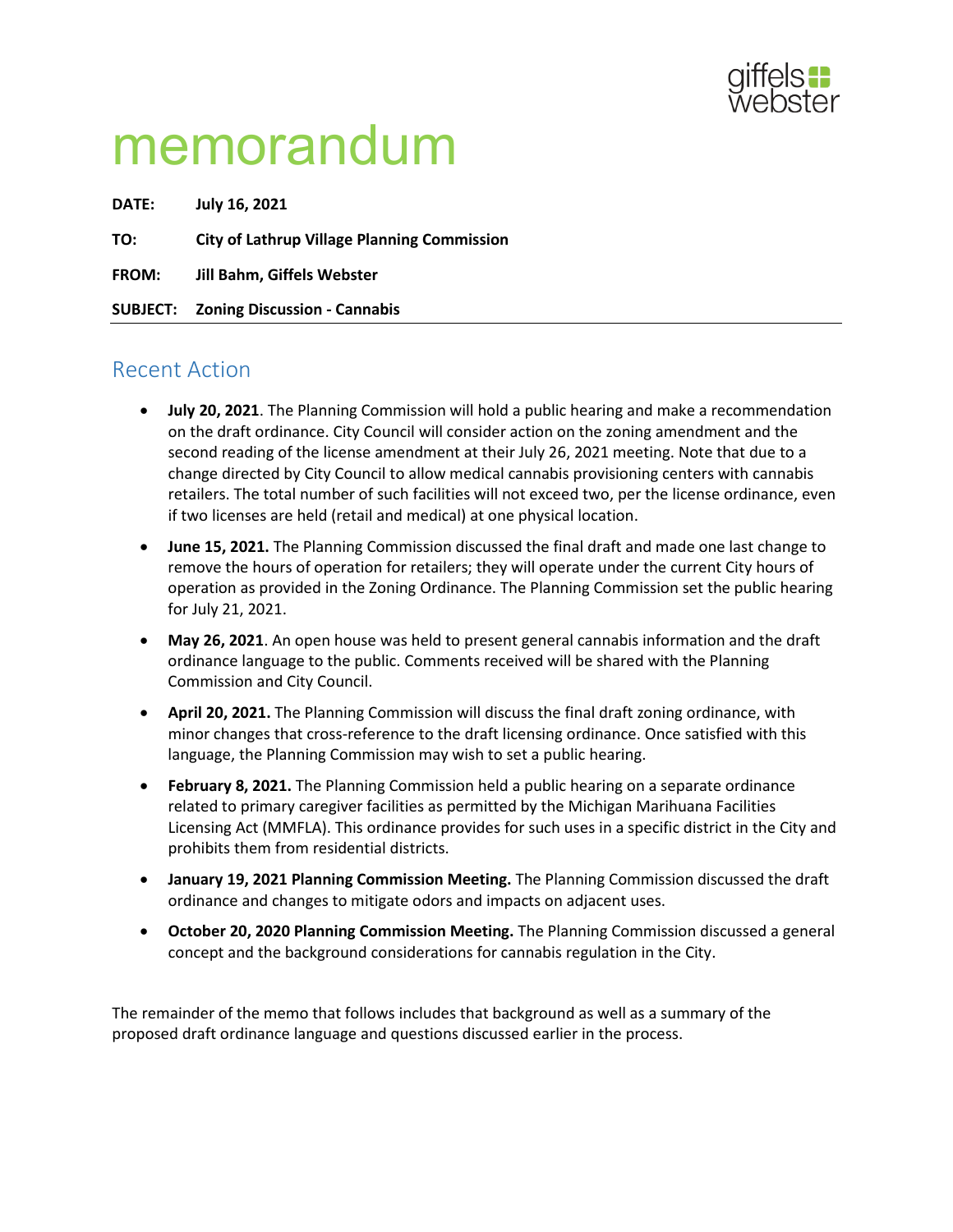giffels webster

# memorandum

**DATE:** **July 16, 2021**

**TO:** **City of Lathrup Village Planning Commission**

**FROM:** **Jill Bahm, Giffels Webster**

**SUBJECT:** **Zoning Discussion - Cannabis**

## Recent Action

- **July 20, 2021**. The Planning Commission will hold a public hearing and make a recommendation on the draft ordinance. City Council will consider action on the zoning amendment and the second reading of the license amendment at their July 26, 2021 meeting. Note that due to a change directed by City Council to allow medical cannabis provisioning centers with cannabis retailers. The total number of such facilities will not exceed two, per the license ordinance, even if two licenses are held (retail and medical) at one physical location.
- **June 15, 2021.** The Planning Commission discussed the final draft and made one last change to remove the hours of operation for retailers; they will operate under the current City hours of operation as provided in the Zoning Ordinance. The Planning Commission set the public hearing for July 21, 2021.
- **May 26, 2021**. An open house was held to present general cannabis information and the draft ordinance language to the public. Comments received will be shared with the Planning Commission and City Council.
- **April 20, 2021.** The Planning Commission will discuss the final draft zoning ordinance, with minor changes that cross-reference to the draft licensing ordinance. Once satisfied with this language, the Planning Commission may wish to set a public hearing.
- **February 8, 2021.** The Planning Commission held a public hearing on a separate ordinance related to primary caregiver facilities as permitted by the Michigan Marihuana Facilities Licensing Act (MMFLA). This ordinance provides for such uses in a specific district in the City and prohibits them from residential districts.
- **January 19, 2021 Planning Commission Meeting.** The Planning Commission discussed the draft ordinance and changes to mitigate odors and impacts on adjacent uses.
- **October 20, 2020 Planning Commission Meeting.** The Planning Commission discussed a general concept and the background considerations for cannabis regulation in the City.

The remainder of the memo that follows includes that background as well as a summary of the proposed draft ordinance language and questions discussed earlier in the process.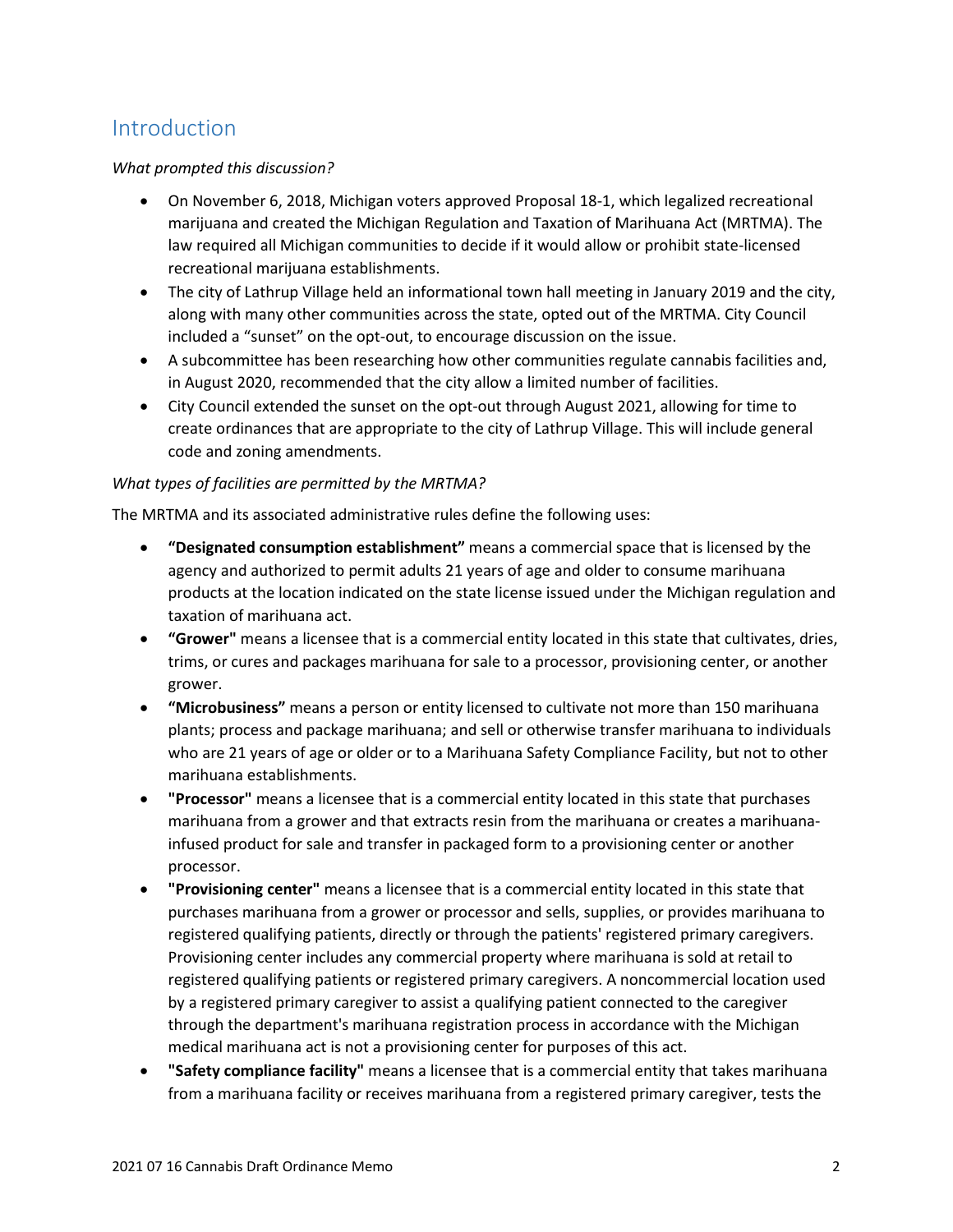## Introduction

*What prompted this discussion?*

- On November 6, 2018, Michigan voters approved Proposal 18-1, which legalized recreational marijuana and created the Michigan Regulation and Taxation of Marihuana Act (MRTMA). The law required all Michigan communities to decide if it would allow or prohibit state-licensed recreational marijuana establishments.
- The city of Lathrup Village held an informational town hall meeting in January 2019 and the city, along with many other communities across the state, opted out of the MRTMA. City Council included a "sunset" on the opt-out, to encourage discussion on the issue.
- A subcommittee has been researching how other communities regulate cannabis facilities and, in August 2020, recommended that the city allow a limited number of facilities.
- City Council extended the sunset on the opt-out through August 2021, allowing for time to create ordinances that are appropriate to the city of Lathrup Village. This will include general code and zoning amendments.

*What types of facilities are permitted by the MRTMA?*

The MRTMA and its associated administrative rules define the following uses:

- **"Designated consumption establishment"** means a commercial space that is licensed by the agency and authorized to permit adults 21 years of age and older to consume marihuana products at the location indicated on the state license issued under the Michigan regulation and taxation of marihuana act.
- **"Grower"** means a licensee that is a commercial entity located in this state that cultivates, dries, trims, or cures and packages marihuana for sale to a processor, provisioning center, or another grower.
- **"Microbusiness"** means a person or entity licensed to cultivate not more than 150 marihuana plants; process and package marihuana; and sell or otherwise transfer marihuana to individuals who are 21 years of age or older or to a Marihuana Safety Compliance Facility, but not to other marihuana establishments.
- **"Processor"** means a licensee that is a commercial entity located in this state that purchases marihuana from a grower and that extracts resin from the marihuana or creates a marihuana-infused product for sale and transfer in packaged form to a provisioning center or another processor.
- **"Provisioning center"** means a licensee that is a commercial entity located in this state that purchases marihuana from a grower or processor and sells, supplies, or provides marihuana to registered qualifying patients, directly or through the patients' registered primary caregivers. Provisioning center includes any commercial property where marihuana is sold at retail to registered qualifying patients or registered primary caregivers. A noncommercial location used by a registered primary caregiver to assist a qualifying patient connected to the caregiver through the department's marihuana registration process in accordance with the Michigan medical marihuana act is not a provisioning center for purposes of this act.
- **"Safety compliance facility"** means a licensee that is a commercial entity that takes marihuana from a marihuana facility or receives marihuana from a registered primary caregiver, tests the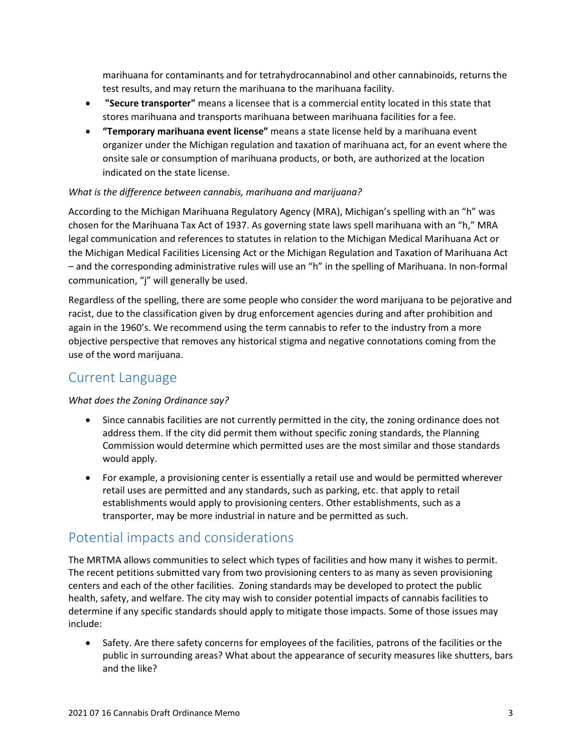marihuana for contaminants and for tetrahydrocannabinol and other cannabinoids, returns the test results, and may return the marihuana to the marihuana facility.

- **"Secure transporter"** means a licensee that is a commercial entity located in this state that stores marihuana and transports marihuana between marihuana facilities for a fee.
- **"Temporary marihuana event license"** means a state license held by a marihuana event organizer under the Michigan regulation and taxation of marihuana act, for an event where the onsite sale or consumption of marihuana products, or both, are authorized at the location indicated on the state license.

*What is the difference between cannabis, marihuana and marijuana?*

According to the Michigan Marihuana Regulatory Agency (MRA), Michigan's spelling with an "h" was chosen for the Marihuana Tax Act of 1937. As governing state laws spell marihuana with an "h," MRA legal communication and references to statutes in relation to the Michigan Medical Marihuana Act or the Michigan Medical Facilities Licensing Act or the Michigan Regulation and Taxation of Marihuana Act – and the corresponding administrative rules will use an "h" in the spelling of Marihuana. In non-formal communication, "j" will generally be used.

Regardless of the spelling, there are some people who consider the word marijuana to be pejorative and racist, due to the classification given by drug enforcement agencies during and after prohibition and again in the 1960's. We recommend using the term cannabis to refer to the industry from a more objective perspective that removes any historical stigma and negative connotations coming from the use of the word marijuana.

## Current Language

*What does the Zoning Ordinance say?*

- Since cannabis facilities are not currently permitted in the city, the zoning ordinance does not address them. If the city did permit them without specific zoning standards, the Planning Commission would determine which permitted uses are the most similar and those standards would apply.
- For example, a provisioning center is essentially a retail use and would be permitted wherever retail uses are permitted and any standards, such as parking, etc. that apply to retail establishments would apply to provisioning centers. Other establishments, such as a transporter, may be more industrial in nature and be permitted as such.

## Potential impacts and considerations

The MRTMA allows communities to select which types of facilities and how many it wishes to permit. The recent petitions submitted vary from two provisioning centers to as many as seven provisioning centers and each of the other facilities. Zoning standards may be developed to protect the public health, safety, and welfare. The city may wish to consider potential impacts of cannabis facilities to determine if any specific standards should apply to mitigate those impacts. Some of those issues may include:

- Safety. Are there safety concerns for employees of the facilities, patrons of the facilities or the public in surrounding areas? What about the appearance of security measures like shutters, bars and the like?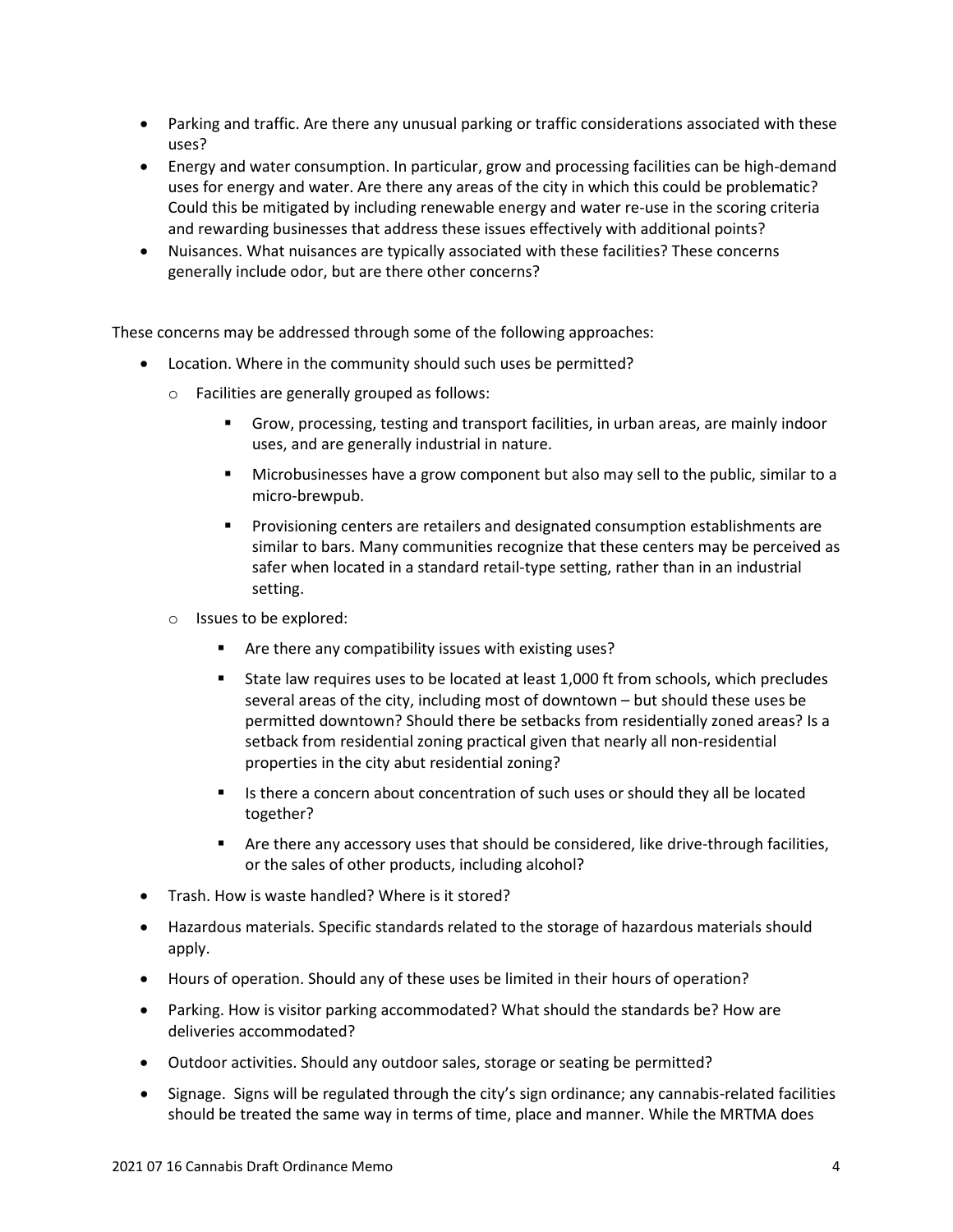- Parking and traffic. Are there any unusual parking or traffic considerations associated with these uses?
- Energy and water consumption. In particular, grow and processing facilities can be high-demand uses for energy and water. Are there any areas of the city in which this could be problematic? Could this be mitigated by including renewable energy and water re-use in the scoring criteria and rewarding businesses that address these issues effectively with additional points?
- Nuisances. What nuisances are typically associated with these facilities? These concerns generally include odor, but are there other concerns?

These concerns may be addressed through some of the following approaches:

- Location. Where in the community should such uses be permitted?
    - Facilities are generally grouped as follows:
        - Grow, processing, testing and transport facilities, in urban areas, are mainly indoor uses, and are generally industrial in nature.
        - Microbusinesses have a grow component but also may sell to the public, similar to a micro-brewpub.
        - Provisioning centers are retailers and designated consumption establishments are similar to bars. Many communities recognize that these centers may be perceived as safer when located in a standard retail-type setting, rather than in an industrial setting.
    - Issues to be explored:
        - Are there any compatibility issues with existing uses?
        - State law requires uses to be located at least 1,000 ft from schools, which precludes several areas of the city, including most of downtown – but should these uses be permitted downtown? Should there be setbacks from residentially zoned areas? Is a setback from residential zoning practical given that nearly all non-residential properties in the city abut residential zoning?
        - Is there a concern about concentration of such uses or should they all be located together?
        - Are there any accessory uses that should be considered, like drive-through facilities, or the sales of other products, including alcohol?
- Trash. How is waste handled? Where is it stored?
- Hazardous materials. Specific standards related to the storage of hazardous materials should apply.
- Hours of operation. Should any of these uses be limited in their hours of operation?
- Parking. How is visitor parking accommodated? What should the standards be? How are deliveries accommodated?
- Outdoor activities. Should any outdoor sales, storage or seating be permitted?
- Signage. Signs will be regulated through the city's sign ordinance; any cannabis-related facilities should be treated the same way in terms of time, place and manner. While the MRTMA does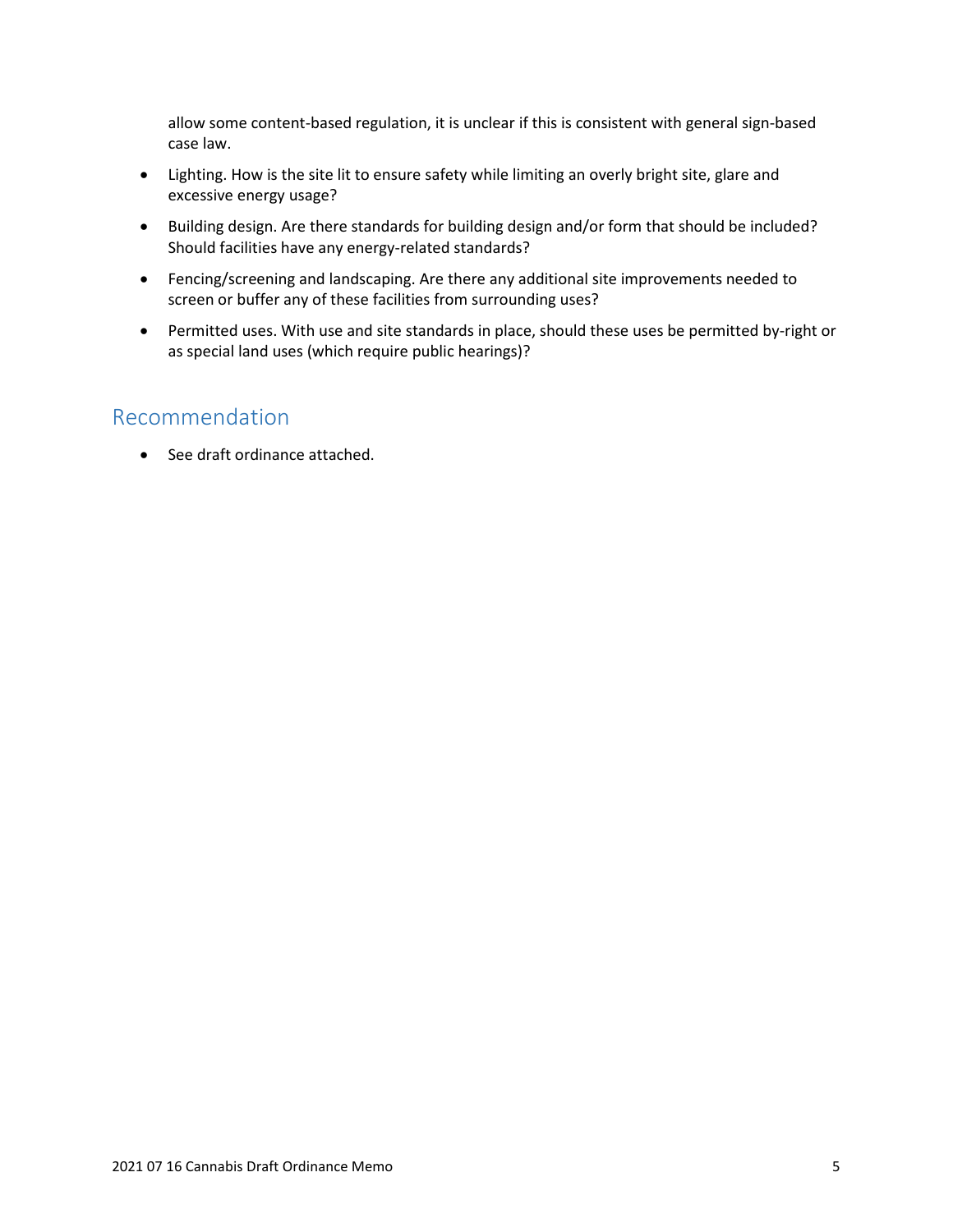allow some content-based regulation, it is unclear if this is consistent with general sign-based case law.

- Lighting. How is the site lit to ensure safety while limiting an overly bright site, glare and excessive energy usage?
- Building design. Are there standards for building design and/or form that should be included? Should facilities have any energy-related standards?
- Fencing/screening and landscaping. Are there any additional site improvements needed to screen or buffer any of these facilities from surrounding uses?
- Permitted uses. With use and site standards in place, should these uses be permitted by-right or as special land uses (which require public hearings)?

## Recommendation

- See draft ordinance attached.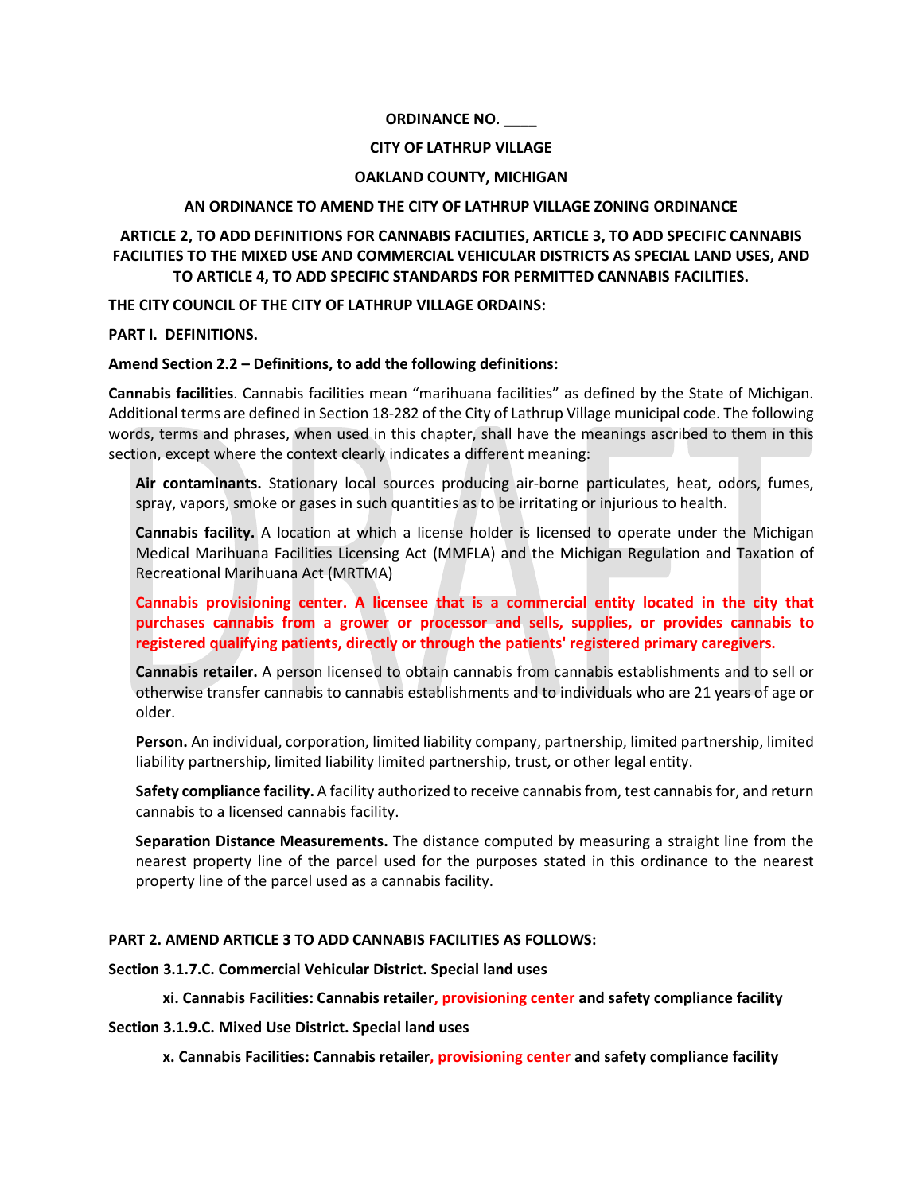**ORDINANCE NO. ____**

**CITY OF LATHRUP VILLAGE**

**OAKLAND COUNTY, MICHIGAN**

**AN ORDINANCE TO AMEND THE CITY OF LATHRUP VILLAGE ZONING ORDINANCE**

**ARTICLE 2, TO ADD DEFINITIONS FOR CANNABIS FACILITIES, ARTICLE 3, TO ADD SPECIFIC CANNABIS FACILITIES TO THE MIXED USE AND COMMERCIAL VEHICULAR DISTRICTS AS SPECIAL LAND USES, AND TO ARTICLE 4, TO ADD SPECIFIC STANDARDS FOR PERMITTED CANNABIS FACILITIES.**

**THE CITY COUNCIL OF THE CITY OF LATHRUP VILLAGE ORDAINS:**

**PART I. DEFINITIONS.**

**Amend Section 2.2 – Definitions, to add the following definitions:**

**Cannabis facilities**. Cannabis facilities mean "marihuana facilities" as defined by the State of Michigan. Additional terms are defined in Section 18-282 of the City of Lathrup Village municipal code. The following words, terms and phrases, when used in this chapter, shall have the meanings ascribed to them in this section, except where the context clearly indicates a different meaning:

> **Air contaminants.** Stationary local sources producing air-borne particulates, heat, odors, fumes, spray, vapors, smoke or gases in such quantities as to be irritating or injurious to health.
>
> **Cannabis facility.** A location at which a license holder is licensed to operate under the Michigan Medical Marihuana Facilities Licensing Act (MMFLA) and the Michigan Regulation and Taxation of Recreational Marihuana Act (MRTMA)
>
> **Cannabis provisioning center. A licensee that is a commercial entity located in the city that purchases cannabis from a grower or processor and sells, supplies, or provides cannabis to registered qualifying patients, directly or through the patients' registered primary caregivers.**
>
> **Cannabis retailer.** A person licensed to obtain cannabis from cannabis establishments and to sell or otherwise transfer cannabis to cannabis establishments and to individuals who are 21 years of age or older.
>
> **Person.** An individual, corporation, limited liability company, partnership, limited partnership, limited liability partnership, limited liability limited partnership, trust, or other legal entity.
>
> **Safety compliance facility.** A facility authorized to receive cannabis from, test cannabis for, and return cannabis to a licensed cannabis facility.
>
> **Separation Distance Measurements.** The distance computed by measuring a straight line from the nearest property line of the parcel used for the purposes stated in this ordinance to the nearest property line of the parcel used as a cannabis facility.

**PART 2. AMEND ARTICLE 3 TO ADD CANNABIS FACILITIES AS FOLLOWS:**

**Section 3.1.7.C. Commercial Vehicular District. Special land uses**

> **xi. Cannabis Facilities: Cannabis retailer, provisioning center and safety compliance facility**

**Section 3.1.9.C. Mixed Use District. Special land uses**

> **x. Cannabis Facilities: Cannabis retailer, provisioning center and safety compliance facility**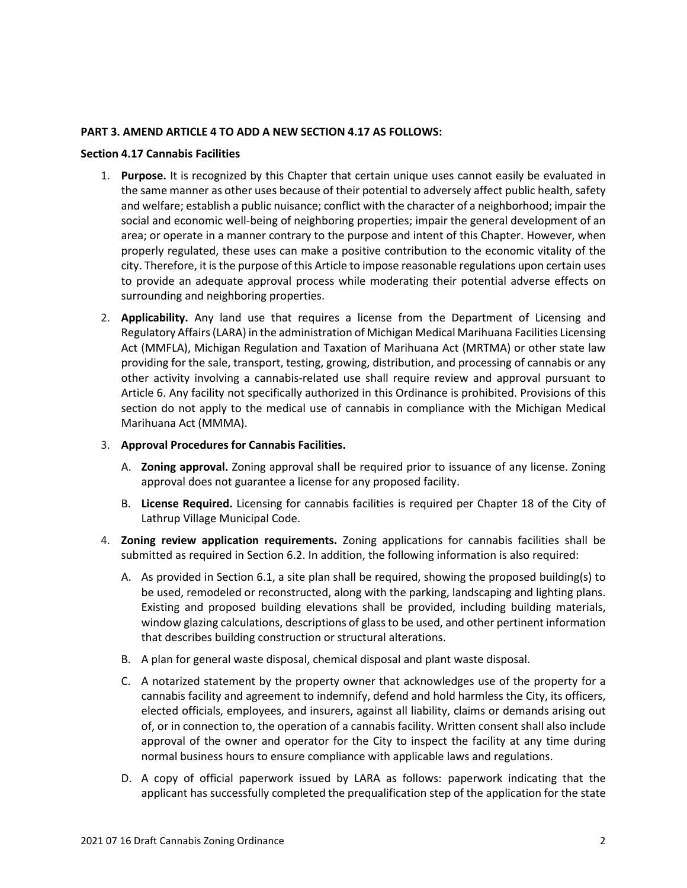**PART 3. AMEND ARTICLE 4 TO ADD A NEW SECTION 4.17 AS FOLLOWS:**

**Section 4.17 Cannabis Facilities**

1. **Purpose.** It is recognized by this Chapter that certain unique uses cannot easily be evaluated in the same manner as other uses because of their potential to adversely affect public health, safety and welfare; establish a public nuisance; conflict with the character of a neighborhood; impair the social and economic well-being of neighboring properties; impair the general development of an area; or operate in a manner contrary to the purpose and intent of this Chapter. However, when properly regulated, these uses can make a positive contribution to the economic vitality of the city. Therefore, it is the purpose of this Article to impose reasonable regulations upon certain uses to provide an adequate approval process while moderating their potential adverse effects on surrounding and neighboring properties.

2. **Applicability.** Any land use that requires a license from the Department of Licensing and Regulatory Affairs (LARA) in the administration of Michigan Medical Marihuana Facilities Licensing Act (MMFLA), Michigan Regulation and Taxation of Marihuana Act (MRTMA) or other state law providing for the sale, transport, testing, growing, distribution, and processing of cannabis or any other activity involving a cannabis-related use shall require review and approval pursuant to Article 6. Any facility not specifically authorized in this Ordinance is prohibited. Provisions of this section do not apply to the medical use of cannabis in compliance with the Michigan Medical Marihuana Act (MMMA).

3. **Approval Procedures for Cannabis Facilities.**

   A. **Zoning approval.** Zoning approval shall be required prior to issuance of any license. Zoning approval does not guarantee a license for any proposed facility.

   B. **License Required.** Licensing for cannabis facilities is required per Chapter 18 of the City of Lathrup Village Municipal Code.

4. **Zoning review application requirements.** Zoning applications for cannabis facilities shall be submitted as required in Section 6.2. In addition, the following information is also required:

   A. As provided in Section 6.1, a site plan shall be required, showing the proposed building(s) to be used, remodeled or reconstructed, along with the parking, landscaping and lighting plans. Existing and proposed building elevations shall be provided, including building materials, window glazing calculations, descriptions of glass to be used, and other pertinent information that describes building construction or structural alterations.

   B. A plan for general waste disposal, chemical disposal and plant waste disposal.

   C. A notarized statement by the property owner that acknowledges use of the property for a cannabis facility and agreement to indemnify, defend and hold harmless the City, its officers, elected officials, employees, and insurers, against all liability, claims or demands arising out of, or in connection to, the operation of a cannabis facility. Written consent shall also include approval of the owner and operator for the City to inspect the facility at any time during normal business hours to ensure compliance with applicable laws and regulations.

   D. A copy of official paperwork issued by LARA as follows: paperwork indicating that the applicant has successfully completed the prequalification step of the application for the state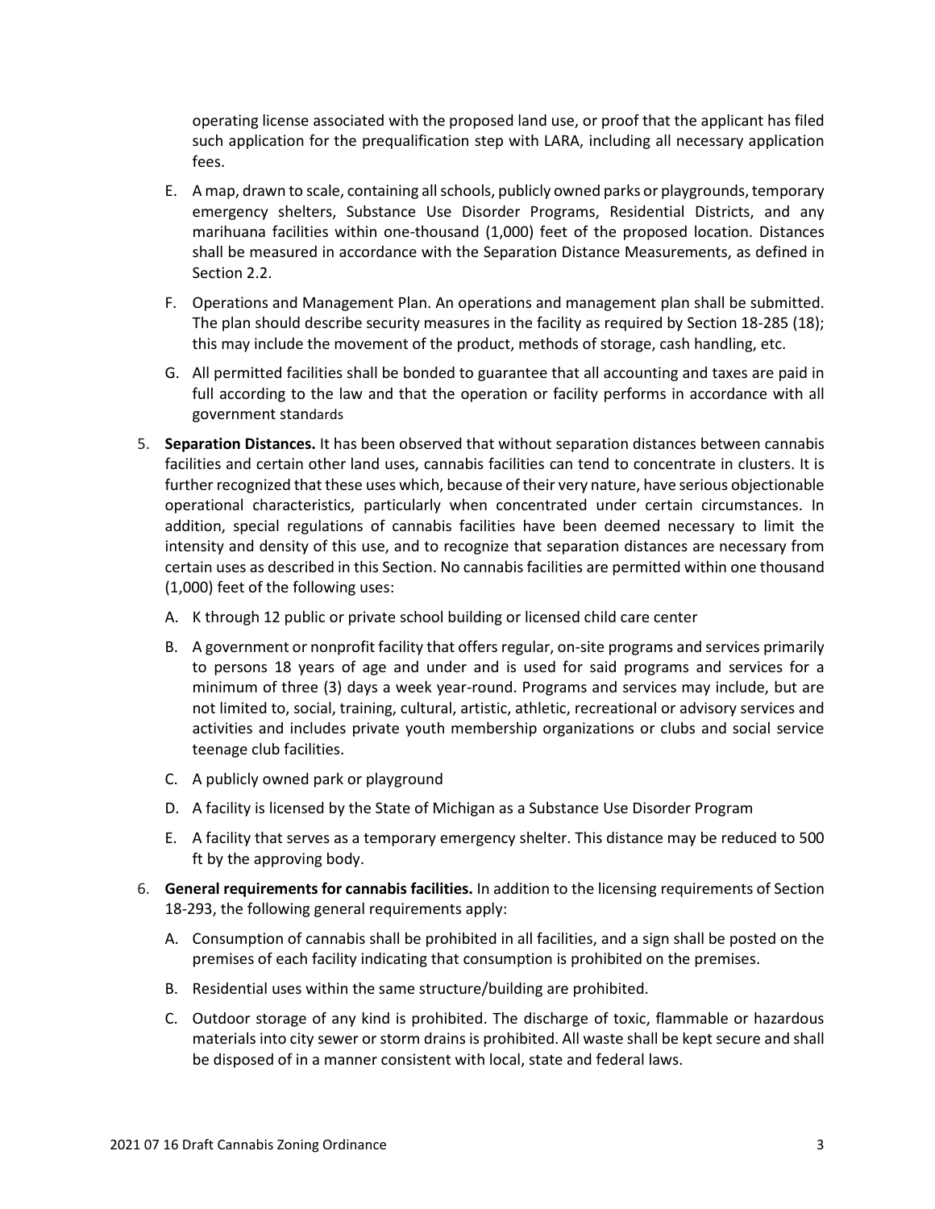operating license associated with the proposed land use, or proof that the applicant has filed such application for the prequalification step with LARA, including all necessary application fees.

E. A map, drawn to scale, containing all schools, publicly owned parks or playgrounds, temporary emergency shelters, Substance Use Disorder Programs, Residential Districts, and any marihuana facilities within one-thousand (1,000) feet of the proposed location. Distances shall be measured in accordance with the Separation Distance Measurements, as defined in Section 2.2.

F. Operations and Management Plan. An operations and management plan shall be submitted. The plan should describe security measures in the facility as required by Section 18-285 (18); this may include the movement of the product, methods of storage, cash handling, etc.

G. All permitted facilities shall be bonded to guarantee that all accounting and taxes are paid in full according to the law and that the operation or facility performs in accordance with all government standards

5. **Separation Distances.** It has been observed that without separation distances between cannabis facilities and certain other land uses, cannabis facilities can tend to concentrate in clusters. It is further recognized that these uses which, because of their very nature, have serious objectionable operational characteristics, particularly when concentrated under certain circumstances. In addition, special regulations of cannabis facilities have been deemed necessary to limit the intensity and density of this use, and to recognize that separation distances are necessary from certain uses as described in this Section. No cannabis facilities are permitted within one thousand (1,000) feet of the following uses:

   A. K through 12 public or private school building or licensed child care center

   B. A government or nonprofit facility that offers regular, on-site programs and services primarily to persons 18 years of age and under and is used for said programs and services for a minimum of three (3) days a week year-round. Programs and services may include, but are not limited to, social, training, cultural, artistic, athletic, recreational or advisory services and activities and includes private youth membership organizations or clubs and social service teenage club facilities.

   C. A publicly owned park or playground

   D. A facility is licensed by the State of Michigan as a Substance Use Disorder Program

   E. A facility that serves as a temporary emergency shelter. This distance may be reduced to 500 ft by the approving body.

6. **General requirements for cannabis facilities.** In addition to the licensing requirements of Section 18-293, the following general requirements apply:

   A. Consumption of cannabis shall be prohibited in all facilities, and a sign shall be posted on the premises of each facility indicating that consumption is prohibited on the premises.

   B. Residential uses within the same structure/building are prohibited.

   C. Outdoor storage of any kind is prohibited. The discharge of toxic, flammable or hazardous materials into city sewer or storm drains is prohibited. All waste shall be kept secure and shall be disposed of in a manner consistent with local, state and federal laws.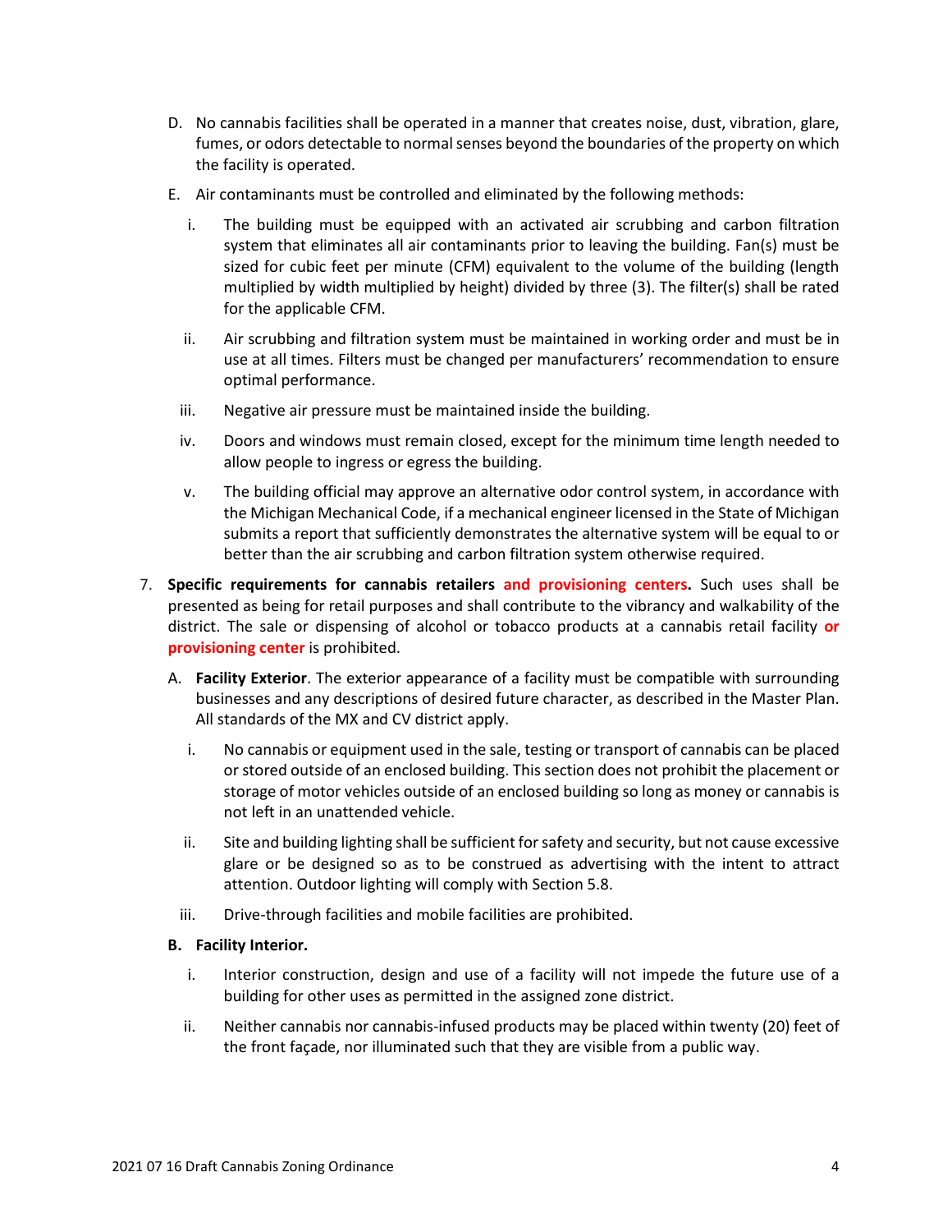D. No cannabis facilities shall be operated in a manner that creates noise, dust, vibration, glare, fumes, or odors detectable to normal senses beyond the boundaries of the property on which the facility is operated.

E. Air contaminants must be controlled and eliminated by the following methods:

   i. The building must be equipped with an activated air scrubbing and carbon filtration system that eliminates all air contaminants prior to leaving the building. Fan(s) must be sized for cubic feet per minute (CFM) equivalent to the volume of the building (length multiplied by width multiplied by height) divided by three (3). The filter(s) shall be rated for the applicable CFM.

   ii. Air scrubbing and filtration system must be maintained in working order and must be in use at all times. Filters must be changed per manufacturers' recommendation to ensure optimal performance.

   iii. Negative air pressure must be maintained inside the building.

   iv. Doors and windows must remain closed, except for the minimum time length needed to allow people to ingress or egress the building.

   v. The building official may approve an alternative odor control system, in accordance with the Michigan Mechanical Code, if a mechanical engineer licensed in the State of Michigan submits a report that sufficiently demonstrates the alternative system will be equal to or better than the air scrubbing and carbon filtration system otherwise required.

7. **Specific requirements for cannabis retailers and provisioning centers.** Such uses shall be presented as being for retail purposes and shall contribute to the vibrancy and walkability of the district. The sale or dispensing of alcohol or tobacco products at a cannabis retail facility **or provisioning center** is prohibited.

   A. **Facility Exterior**. The exterior appearance of a facility must be compatible with surrounding businesses and any descriptions of desired future character, as described in the Master Plan. All standards of the MX and CV district apply.

      i. No cannabis or equipment used in the sale, testing or transport of cannabis can be placed or stored outside of an enclosed building. This section does not prohibit the placement or storage of motor vehicles outside of an enclosed building so long as money or cannabis is not left in an unattended vehicle.

      ii. Site and building lighting shall be sufficient for safety and security, but not cause excessive glare or be designed so as to be construed as advertising with the intent to attract attention. Outdoor lighting will comply with Section 5.8.

      iii. Drive-through facilities and mobile facilities are prohibited.

   **B. Facility Interior.**

      i. Interior construction, design and use of a facility will not impede the future use of a building for other uses as permitted in the assigned zone district.

      ii. Neither cannabis nor cannabis-infused products may be placed within twenty (20) feet of the front façade, nor illuminated such that they are visible from a public way.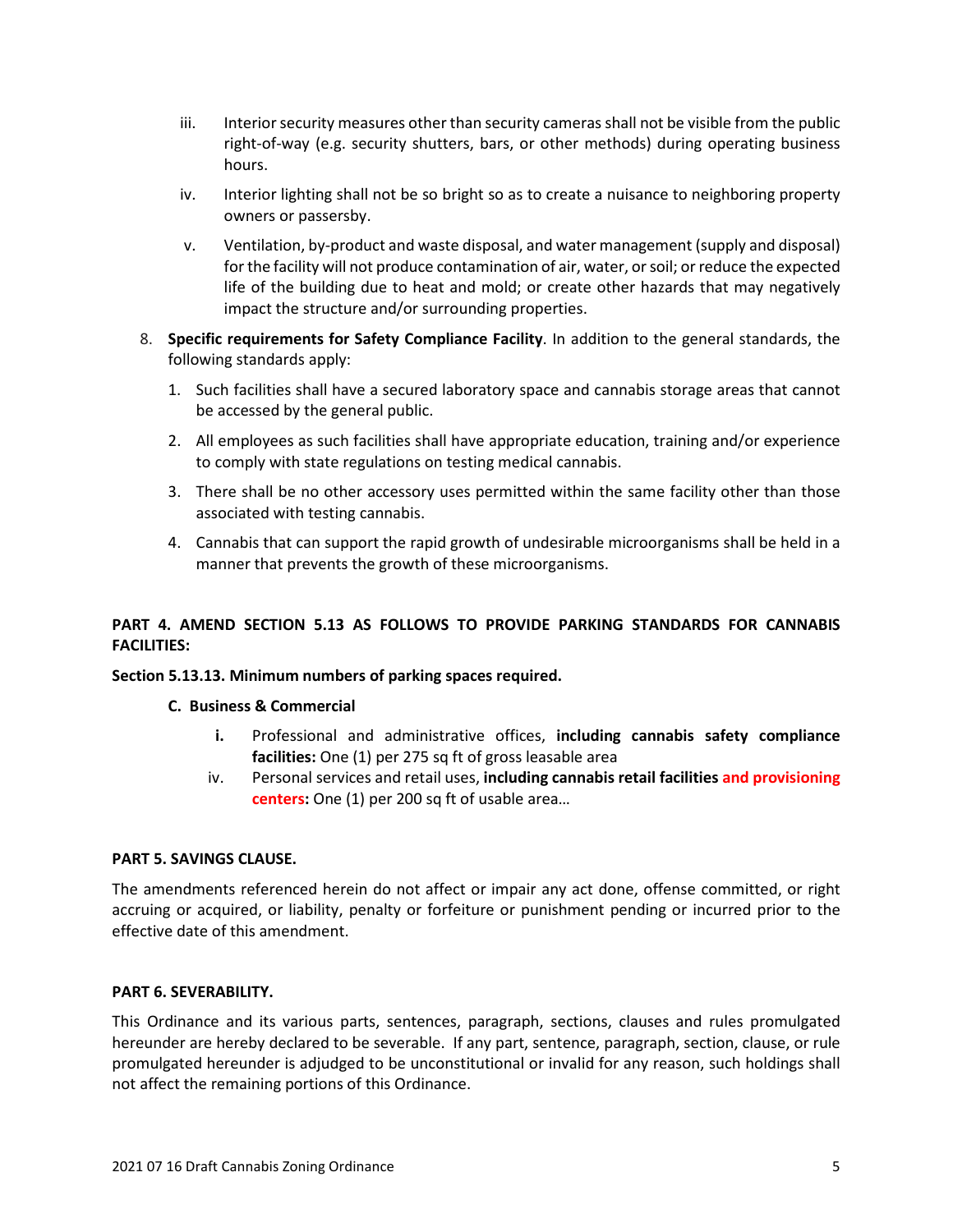iii. Interior security measures other than security cameras shall not be visible from the public right-of-way (e.g. security shutters, bars, or other methods) during operating business hours.

iv. Interior lighting shall not be so bright so as to create a nuisance to neighboring property owners or passersby.

v. Ventilation, by-product and waste disposal, and water management (supply and disposal) for the facility will not produce contamination of air, water, or soil; or reduce the expected life of the building due to heat and mold; or create other hazards that may negatively impact the structure and/or surrounding properties.

8. **Specific requirements for Safety Compliance Facility**. In addition to the general standards, the following standards apply:

   1. Such facilities shall have a secured laboratory space and cannabis storage areas that cannot be accessed by the general public.
   2. All employees as such facilities shall have appropriate education, training and/or experience to comply with state regulations on testing medical cannabis.
   3. There shall be no other accessory uses permitted within the same facility other than those associated with testing cannabis.
   4. Cannabis that can support the rapid growth of undesirable microorganisms shall be held in a manner that prevents the growth of these microorganisms.

**PART 4. AMEND SECTION 5.13 AS FOLLOWS TO PROVIDE PARKING STANDARDS FOR CANNABIS FACILITIES:**

**Section 5.13.13. Minimum numbers of parking spaces required.**

**C. Business & Commercial**

**i.** Professional and administrative offices, **including cannabis safety compliance facilities:** One (1) per 275 sq ft of gross leasable area

iv. Personal services and retail uses, **including cannabis retail facilities and provisioning centers:** One (1) per 200 sq ft of usable area…

**PART 5. SAVINGS CLAUSE.**

The amendments referenced herein do not affect or impair any act done, offense committed, or right accruing or acquired, or liability, penalty or forfeiture or punishment pending or incurred prior to the effective date of this amendment.

**PART 6. SEVERABILITY.**

This Ordinance and its various parts, sentences, paragraph, sections, clauses and rules promulgated hereunder are hereby declared to be severable. If any part, sentence, paragraph, section, clause, or rule promulgated hereunder is adjudged to be unconstitutional or invalid for any reason, such holdings shall not affect the remaining portions of this Ordinance.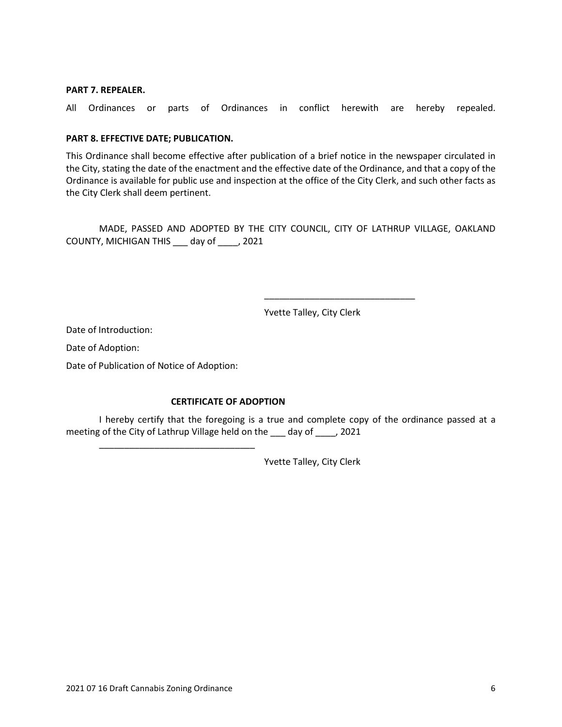**PART 7. REPEALER.**

All Ordinances or parts of Ordinances in conflict herewith are hereby repealed.

**PART 8. EFFECTIVE DATE; PUBLICATION.**

This Ordinance shall become effective after publication of a brief notice in the newspaper circulated in the City, stating the date of the enactment and the effective date of the Ordinance, and that a copy of the Ordinance is available for public use and inspection at the office of the City Clerk, and such other facts as the City Clerk shall deem pertinent.

MADE, PASSED AND ADOPTED BY THE CITY COUNCIL, CITY OF LATHRUP VILLAGE, OAKLAND COUNTY, MICHIGAN THIS ___ day of ____, 2021

______________________________

Yvette Talley, City Clerk

Date of Introduction:

Date of Adoption:

Date of Publication of Notice of Adoption:

**CERTIFICATE OF ADOPTION**

I hereby certify that the foregoing is a true and complete copy of the ordinance passed at a meeting of the City of Lathrup Village held on the ___ day of ____, 2021

_______________________________

Yvette Talley, City Clerk